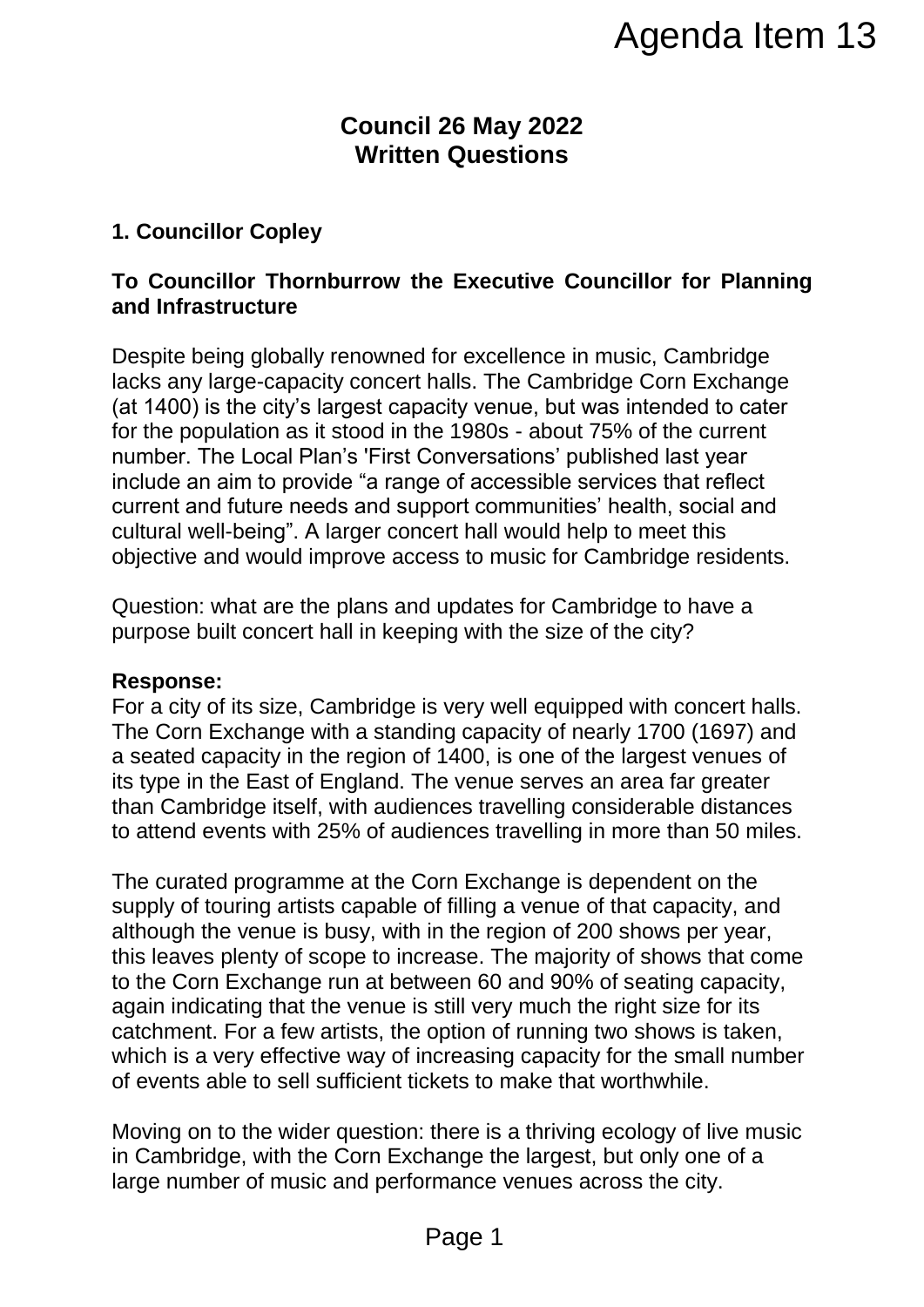Agenda Item 13

# Council 26 May 2022
# Written Questions

## 1. Councillor Copley

**To Councillor Thornburrow the Executive Councillor for Planning and Infrastructure**

Despite being globally renowned for excellence in music, Cambridge lacks any large-capacity concert halls. The Cambridge Corn Exchange (at 1400) is the city's largest capacity venue, but was intended to cater for the population as it stood in the 1980s - about 75% of the current number. The Local Plan's 'First Conversations' published last year include an aim to provide "a range of accessible services that reflect current and future needs and support communities' health, social and cultural well-being". A larger concert hall would help to meet this objective and would improve access to music for Cambridge residents.

Question: what are the plans and updates for Cambridge to have a purpose built concert hall in keeping with the size of the city?

**Response:**
For a city of its size, Cambridge is very well equipped with concert halls. The Corn Exchange with a standing capacity of nearly 1700 (1697) and a seated capacity in the region of 1400, is one of the largest venues of its type in the East of England. The venue serves an area far greater than Cambridge itself, with audiences travelling considerable distances to attend events with 25% of audiences travelling in more than 50 miles.

The curated programme at the Corn Exchange is dependent on the supply of touring artists capable of filling a venue of that capacity, and although the venue is busy, with in the region of 200 shows per year, this leaves plenty of scope to increase. The majority of shows that come to the Corn Exchange run at between 60 and 90% of seating capacity, again indicating that the venue is still very much the right size for its catchment. For a few artists, the option of running two shows is taken, which is a very effective way of increasing capacity for the small number of events able to sell sufficient tickets to make that worthwhile.

Moving on to the wider question: there is a thriving ecology of live music in Cambridge, with the Corn Exchange the largest, but only one of a large number of music and performance venues across the city.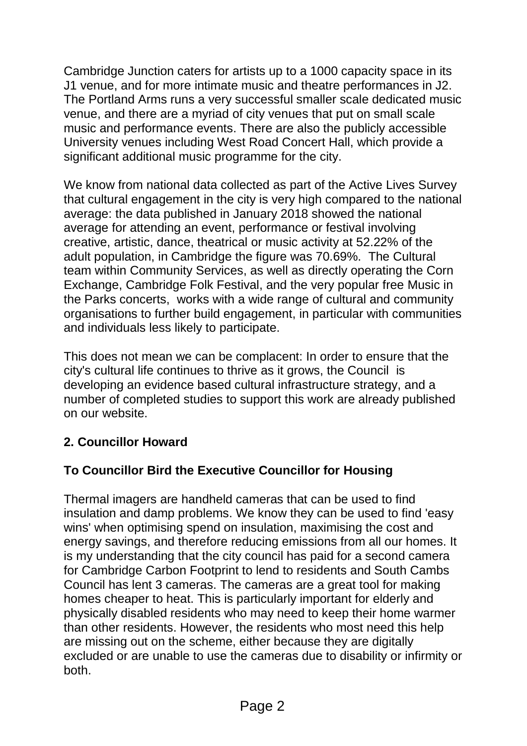Cambridge Junction caters for artists up to a 1000 capacity space in its J1 venue, and for more intimate music and theatre performances in J2. The Portland Arms runs a very successful smaller scale dedicated music venue, and there are a myriad of city venues that put on small scale music and performance events. There are also the publicly accessible University venues including West Road Concert Hall, which provide a significant additional music programme for the city.

We know from national data collected as part of the Active Lives Survey that cultural engagement in the city is very high compared to the national average: the data published in January 2018 showed the national average for attending an event, performance or festival involving creative, artistic, dance, theatrical or music activity at 52.22% of the adult population, in Cambridge the figure was 70.69%. The Cultural team within Community Services, as well as directly operating the Corn Exchange, Cambridge Folk Festival, and the very popular free Music in the Parks concerts, works with a wide range of cultural and community organisations to further build engagement, in particular with communities and individuals less likely to participate.

This does not mean we can be complacent: In order to ensure that the city's cultural life continues to thrive as it grows, the Council is developing an evidence based cultural infrastructure strategy, and a number of completed studies to support this work are already published on our website.

**2. Councillor Howard**

**To Councillor Bird the Executive Councillor for Housing**

Thermal imagers are handheld cameras that can be used to find insulation and damp problems. We know they can be used to find 'easy wins' when optimising spend on insulation, maximising the cost and energy savings, and therefore reducing emissions from all our homes. It is my understanding that the city council has paid for a second camera for Cambridge Carbon Footprint to lend to residents and South Cambs Council has lent 3 cameras. The cameras are a great tool for making homes cheaper to heat. This is particularly important for elderly and physically disabled residents who may need to keep their home warmer than other residents. However, the residents who most need this help are missing out on the scheme, either because they are digitally excluded or are unable to use the cameras due to disability or infirmity or both.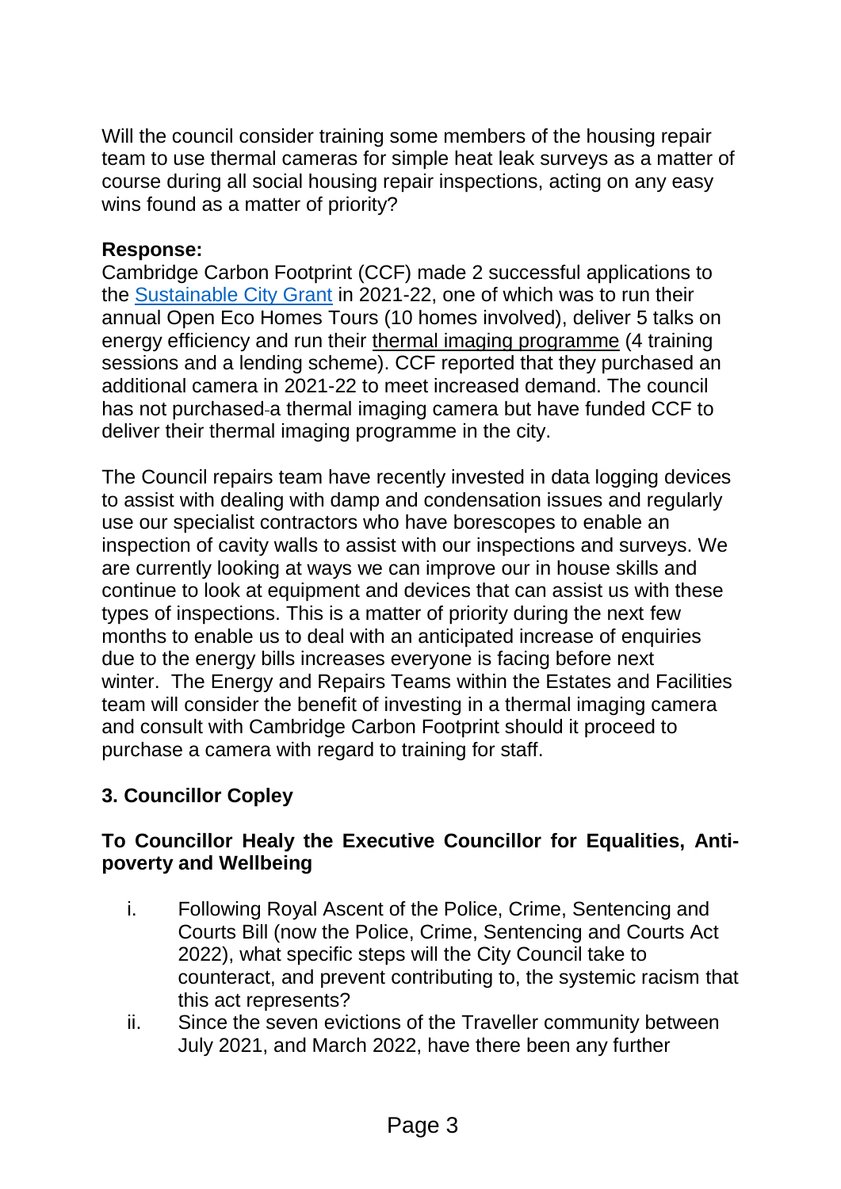Will the council consider training some members of the housing repair team to use thermal cameras for simple heat leak surveys as a matter of course during all social housing repair inspections, acting on any easy wins found as a matter of priority?

**Response:**

Cambridge Carbon Footprint (CCF) made 2 successful applications to the Sustainable City Grant in 2021-22, one of which was to run their annual Open Eco Homes Tours (10 homes involved), deliver 5 talks on energy efficiency and run their thermal imaging programme (4 training sessions and a lending scheme). CCF reported that they purchased an additional camera in 2021-22 to meet increased demand. The council has not purchased a thermal imaging camera but have funded CCF to deliver their thermal imaging programme in the city.

The Council repairs team have recently invested in data logging devices to assist with dealing with damp and condensation issues and regularly use our specialist contractors who have borescopes to enable an inspection of cavity walls to assist with our inspections and surveys. We are currently looking at ways we can improve our in house skills and continue to look at equipment and devices that can assist us with these types of inspections. This is a matter of priority during the next few months to enable us to deal with an anticipated increase of enquiries due to the energy bills increases everyone is facing before next winter. The Energy and Repairs Teams within the Estates and Facilities team will consider the benefit of investing in a thermal imaging camera and consult with Cambridge Carbon Footprint should it proceed to purchase a camera with regard to training for staff.

### 3. Councillor Copley

**To Councillor Healy the Executive Councillor for Equalities, Anti-poverty and Wellbeing**

i. Following Royal Ascent of the Police, Crime, Sentencing and Courts Bill (now the Police, Crime, Sentencing and Courts Act 2022), what specific steps will the City Council take to counteract, and prevent contributing to, the systemic racism that this act represents?

ii. Since the seven evictions of the Traveller community between July 2021, and March 2022, have there been any further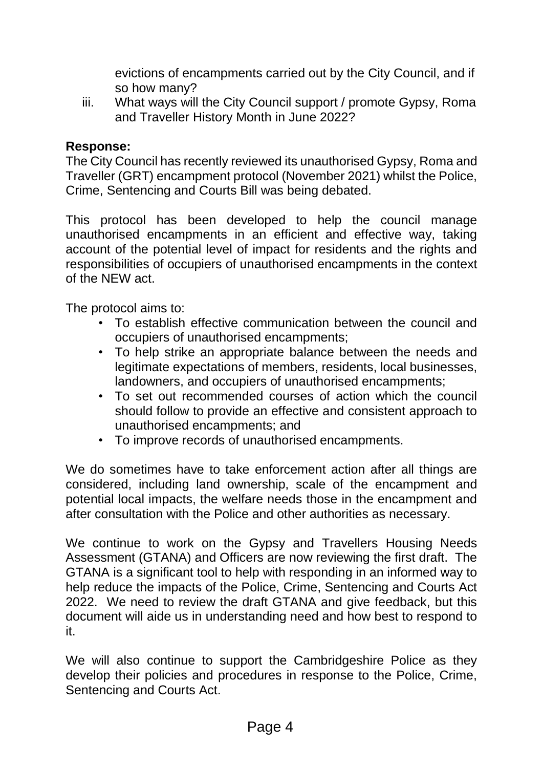evictions of encampments carried out by the City Council, and if so how many?

iii. What ways will the City Council support / promote Gypsy, Roma and Traveller History Month in June 2022?

**Response:**

The City Council has recently reviewed its unauthorised Gypsy, Roma and Traveller (GRT) encampment protocol (November 2021) whilst the Police, Crime, Sentencing and Courts Bill was being debated.

This protocol has been developed to help the council manage unauthorised encampments in an efficient and effective way, taking account of the potential level of impact for residents and the rights and responsibilities of occupiers of unauthorised encampments in the context of the NEW act.

The protocol aims to:

- To establish effective communication between the council and occupiers of unauthorised encampments;
- To help strike an appropriate balance between the needs and legitimate expectations of members, residents, local businesses, landowners, and occupiers of unauthorised encampments;
- To set out recommended courses of action which the council should follow to provide an effective and consistent approach to unauthorised encampments; and
- To improve records of unauthorised encampments.

We do sometimes have to take enforcement action after all things are considered, including land ownership, scale of the encampment and potential local impacts, the welfare needs those in the encampment and after consultation with the Police and other authorities as necessary.

We continue to work on the Gypsy and Travellers Housing Needs Assessment (GTANA) and Officers are now reviewing the first draft. The GTANA is a significant tool to help with responding in an informed way to help reduce the impacts of the Police, Crime, Sentencing and Courts Act 2022. We need to review the draft GTANA and give feedback, but this document will aide us in understanding need and how best to respond to it.

We will also continue to support the Cambridgeshire Police as they develop their policies and procedures in response to the Police, Crime, Sentencing and Courts Act.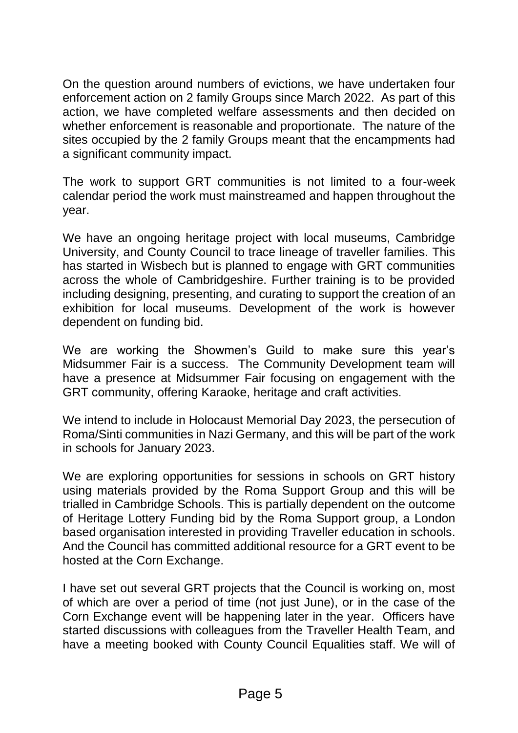On the question around numbers of evictions, we have undertaken four enforcement action on 2 family Groups since March 2022. As part of this action, we have completed welfare assessments and then decided on whether enforcement is reasonable and proportionate. The nature of the sites occupied by the 2 family Groups meant that the encampments had a significant community impact.

The work to support GRT communities is not limited to a four-week calendar period the work must mainstreamed and happen throughout the year.

We have an ongoing heritage project with local museums, Cambridge University, and County Council to trace lineage of traveller families. This has started in Wisbech but is planned to engage with GRT communities across the whole of Cambridgeshire. Further training is to be provided including designing, presenting, and curating to support the creation of an exhibition for local museums. Development of the work is however dependent on funding bid.

We are working the Showmen's Guild to make sure this year's Midsummer Fair is a success. The Community Development team will have a presence at Midsummer Fair focusing on engagement with the GRT community, offering Karaoke, heritage and craft activities.

We intend to include in Holocaust Memorial Day 2023, the persecution of Roma/Sinti communities in Nazi Germany, and this will be part of the work in schools for January 2023.

We are exploring opportunities for sessions in schools on GRT history using materials provided by the Roma Support Group and this will be trialled in Cambridge Schools. This is partially dependent on the outcome of Heritage Lottery Funding bid by the Roma Support group, a London based organisation interested in providing Traveller education in schools. And the Council has committed additional resource for a GRT event to be hosted at the Corn Exchange.

I have set out several GRT projects that the Council is working on, most of which are over a period of time (not just June), or in the case of the Corn Exchange event will be happening later in the year. Officers have started discussions with colleagues from the Traveller Health Team, and have a meeting booked with County Council Equalities staff. We will of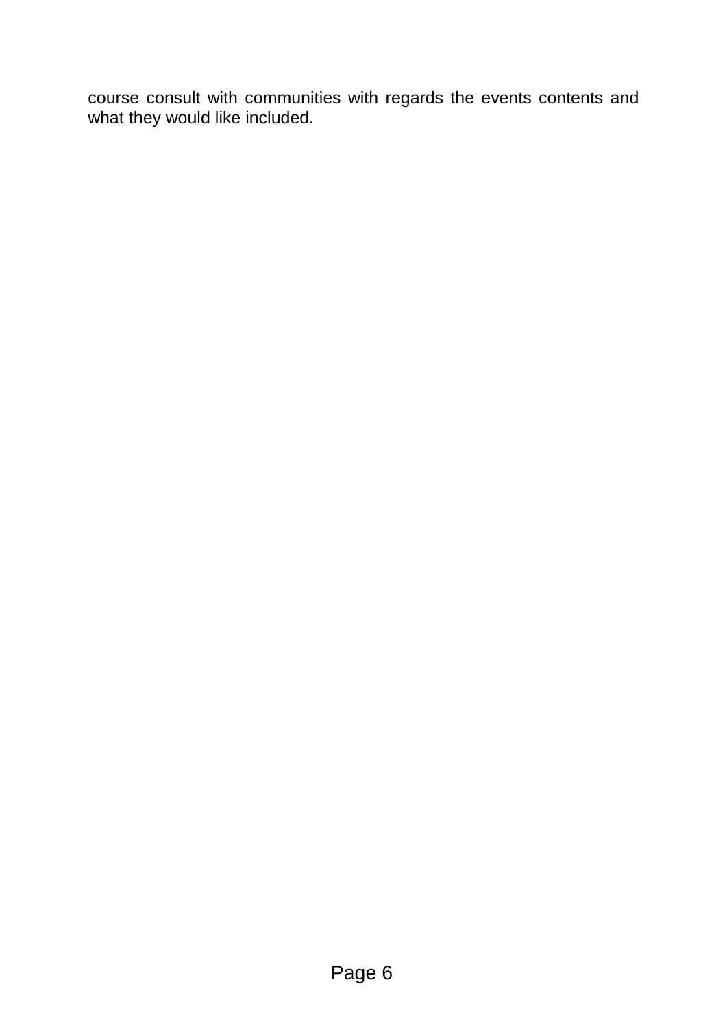course consult with communities with regards the events contents and what they would like included.